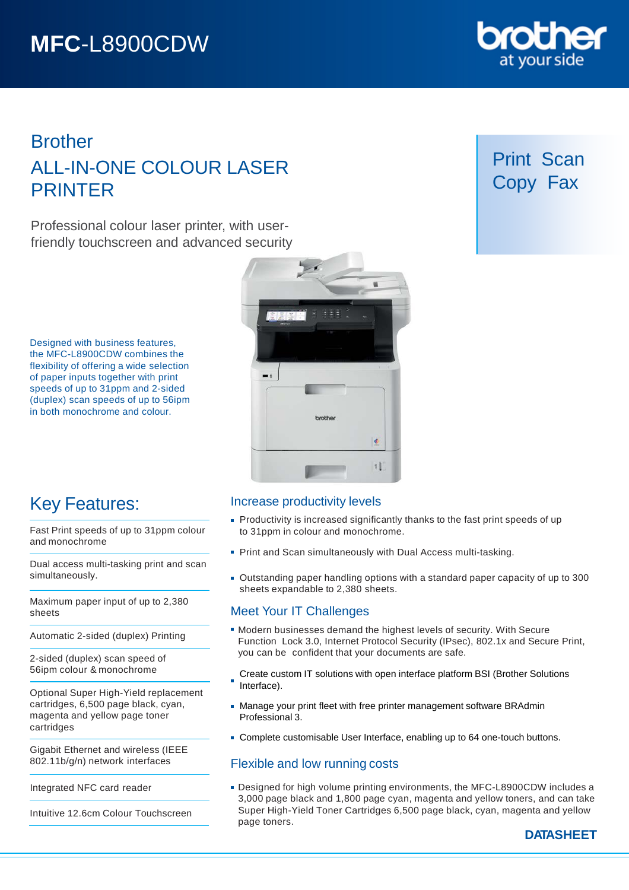# MFC-L8900CDW

brother at your side

## Brother
## ALL-IN-ONE COLOUR LASER PRINTER

Professional colour laser printer, with user-friendly touchscreen and advanced security

Print Scan Copy Fax

Designed with business features, the MFC-L8900CDW combines the flexibility of offering a wide selection of paper inputs together with print speeds of up to 31ppm and 2-sided (duplex) scan speeds of up to 56ipm in both monochrome and colour.

## Key Features:

- Fast Print speeds of up to 31ppm colour and monochrome
- Dual access multi-tasking print and scan simultaneously.
- Maximum paper input of up to 2,380 sheets
- Automatic 2-sided (duplex) Printing
- 2-sided (duplex) scan speed of 56ipm colour & monochrome
- Optional Super High-Yield replacement cartridges, 6,500 page black, cyan, magenta and yellow page toner cartridges
- Gigabit Ethernet and wireless (IEEE 802.11b/g/n) network interfaces
- Integrated NFC card reader
- Intuitive 12.6cm Colour Touchscreen

### Increase productivity levels

- Productivity is increased significantly thanks to the fast print speeds of up to 31ppm in colour and monochrome.
- Print and Scan simultaneously with Dual Access multi-tasking.
- Outstanding paper handling options with a standard paper capacity of up to 300 sheets expandable to 2,380 sheets.

### Meet Your IT Challenges

- Modern businesses demand the highest levels of security. With Secure Function Lock 3.0, Internet Protocol Security (IPsec), 802.1x and Secure Print, you can be confident that your documents are safe.
- Create custom IT solutions with open interface platform BSI (Brother Solutions Interface).
- Manage your print fleet with free printer management software BRAdmin Professional 3.
- Complete customisable User Interface, enabling up to 64 one-touch buttons.

### Flexible and low running costs

- Designed for high volume printing environments, the MFC-L8900CDW includes a 3,000 page black and 1,800 page cyan, magenta and yellow toners, and can take Super High-Yield Toner Cartridges 6,500 page black, cyan, magenta and yellow page toners.

**DATASHEET**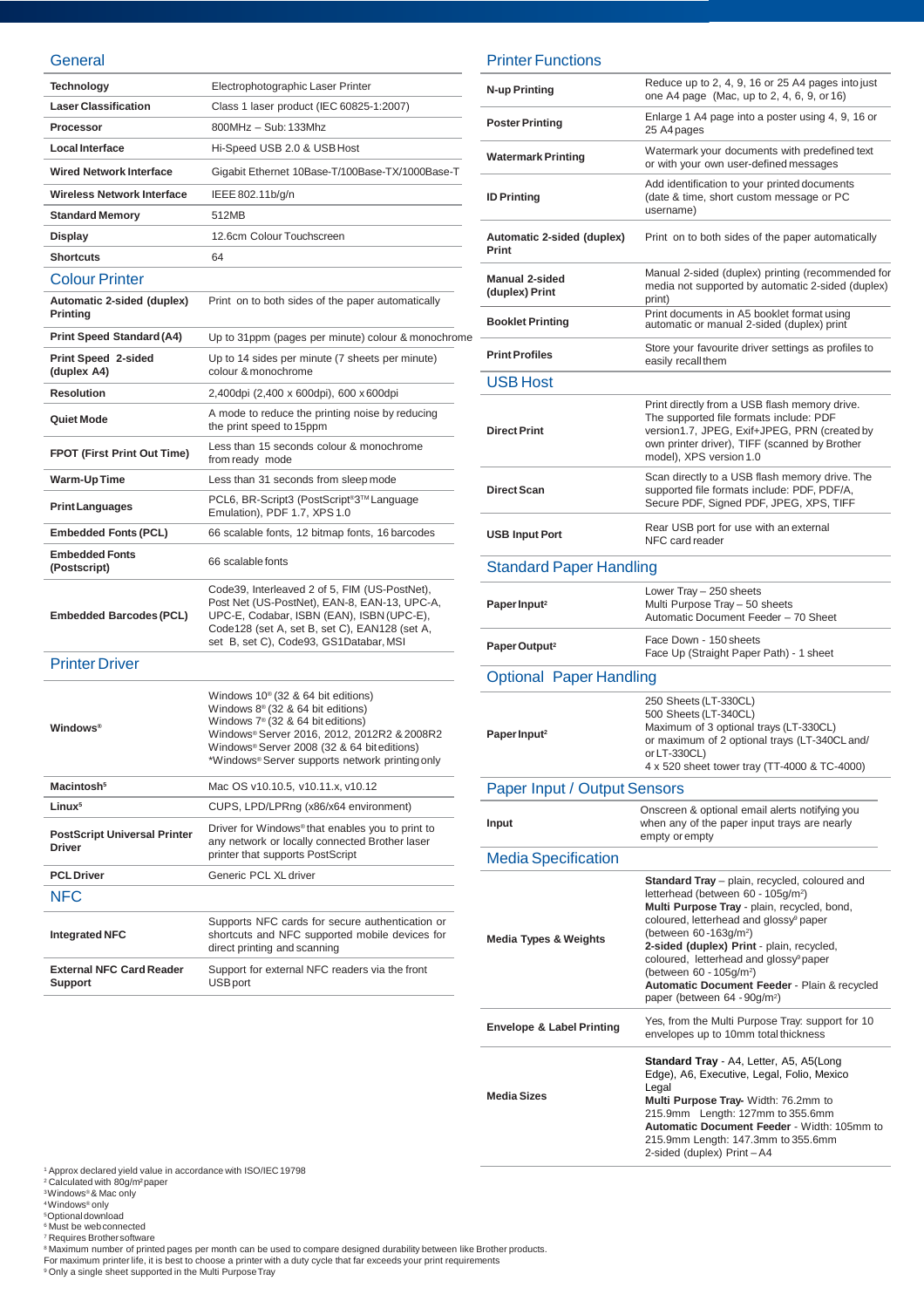## General

| | |
|---|---|
| **Technology** | Electrophotographic Laser Printer |
| **Laser Classification** | Class 1 laser product (IEC 60825-1:2007) |
| **Processor** | 800MHz – Sub: 133Mhz |
| **Local Interface** | Hi-Speed USB 2.0 & USB Host |
| **Wired Network Interface** | Gigabit Ethernet 10Base-T/100Base-TX/1000Base-T |
| **Wireless Network Interface** | IEEE 802.11b/g/n |
| **Standard Memory** | 512MB |
| **Display** | 12.6cm Colour Touchscreen |
| **Shortcuts** | 64 |

## Colour Printer

| | |
|---|---|
| **Automatic 2-sided (duplex) Printing** | Print on to both sides of the paper automatically |
| **Print Speed Standard (A4)** | Up to 31ppm (pages per minute) colour & monochrome |
| **Print Speed 2-sided (duplex A4)** | Up to 14 sides per minute (7 sheets per minute) colour & monochrome |
| **Resolution** | 2,400dpi (2,400 x 600dpi), 600 x 600dpi |
| **Quiet Mode** | A mode to reduce the printing noise by reducing the print speed to 15ppm |
| **FPOT (First Print Out Time)** | Less than 15 seconds colour & monochrome from ready mode |
| **Warm-Up Time** | Less than 31 seconds from sleep mode |
| **Print Languages** | PCL6, BR-Script3 (PostScript®3™ Language Emulation), PDF 1.7, XPS 1.0 |
| **Embedded Fonts (PCL)** | 66 scalable fonts, 12 bitmap fonts, 16 barcodes |
| **Embedded Fonts (Postscript)** | 66 scalable fonts |
| **Embedded Barcodes (PCL)** | Code39, Interleaved 2 of 5, FIM (US-PostNet), Post Net (US-PostNet), EAN-8, EAN-13, UPC-A, UPC-E, Codabar, ISBN (EAN), ISBN (UPC-E), Code128 (set A, set B, set C), EAN128 (set A, set B, set C), Code93, GS1Databar, MSI |

## Printer Driver

| | |
|---|---|
| **Windows®** | Windows 10® (32 & 64 bit editions)<br>Windows 8® (32 & 64 bit editions)<br>Windows 7® (32 & 64 bit editions)<br>Windows® Server 2016, 2012, 2012R2 & 2008R2<br>Windows® Server 2008 (32 & 64 bit editions)<br>*Windows® Server supports network printing only |
| **Macintosh[5]** | Mac OS v10.10.5, v10.11.x, v10.12 |
| **Linux[5]** | CUPS, LPD/LPRng (x86/x64 environment) |
| **PostScript Universal Printer Driver** | Driver for Windows® that enables you to print to any network or locally connected Brother laser printer that supports PostScript |
| **PCL Driver** | Generic PCL XL driver |

## NFC

| | |
|---|---|
| **Integrated NFC** | Supports NFC cards for secure authentication or shortcuts and NFC supported mobile devices for direct printing and scanning |
| **External NFC Card Reader Support** | Support for external NFC readers via the front USB port |

## Printer Functions

| | |
|---|---|
| **N-up Printing** | Reduce up to 2, 4, 9, 16 or 25 A4 pages into just one A4 page (Mac, up to 2, 4, 6, 9, or 16) |
| **Poster Printing** | Enlarge 1 A4 page into a poster using 4, 9, 16 or 25 A4 pages |
| **Watermark Printing** | Watermark your documents with predefined text or with your own user-defined messages |
| **ID Printing** | Add identification to your printed documents (date & time, short custom message or PC username) |
| **Automatic 2-sided (duplex) Print** | Print on to both sides of the paper automatically |
| **Manual 2-sided (duplex) Print** | Manual 2-sided (duplex) printing (recommended for media not supported by automatic 2-sided (duplex) print) |
| **Booklet Printing** | Print documents in A5 booklet format using automatic or manual 2-sided (duplex) print |
| **Print Profiles** | Store your favourite driver settings as profiles to easily recall them |

## USB Host

| | |
|---|---|
| **Direct Print** | Print directly from a USB flash memory drive. The supported file formats include: PDF version1.7, JPEG, Exif+JPEG, PRN (created by own printer driver), TIFF (scanned by Brother model), XPS version 1.0 |
| **Direct Scan** | Scan directly to a USB flash memory drive. The supported file formats include: PDF, PDF/A, Secure PDF, Signed PDF, JPEG, XPS, TIFF |
| **USB Input Port** | Rear USB port for use with an external NFC card reader |

## Standard Paper Handling

| | |
|---|---|
| **Paper Input[2]** | Lower Tray – 250 sheets<br>Multi Purpose Tray – 50 sheets<br>Automatic Document Feeder – 70 Sheet |
| **Paper Output[2]** | Face Down - 150 sheets<br>Face Up (Straight Paper Path) - 1 sheet |

## Optional Paper Handling

| | |
|---|---|
| **Paper Input[2]** | 250 Sheets (LT-330CL)<br>500 Sheets (LT-340CL)<br>Maximum of 3 optional trays (LT-330CL) or maximum of 2 optional trays (LT-340CL and/ or LT-330CL)<br>4 x 520 sheet tower tray (TT-4000 & TC-4000) |

## Paper Input / Output Sensors

| | |
|---|---|
| **Input** | Onscreen & optional email alerts notifying you when any of the paper input trays are nearly empty or empty |

## Media Specification

| | |
|---|---|
| **Media Types & Weights** | **Standard Tray** – plain, recycled, coloured and letterhead (between 60 - 105g/m²)<br>**Multi Purpose Tray** - plain, recycled, bond, coloured, letterhead and glossy[9] paper (between 60 -163g/m²)<br>**2-sided (duplex) Print** - plain, recycled, coloured, letterhead and glossy[9] paper (between 60 - 105g/m²)<br>**Automatic Document Feeder** - Plain & recycled paper (between 64 - 90g/m²) |
| **Envelope & Label Printing** | Yes, from the Multi Purpose Tray: support for 10 envelopes up to 10mm total thickness |
| **Media Sizes** | **Standard Tray** - A4, Letter, A5, A5(Long Edge), A6, Executive, Legal, Folio, Mexico Legal<br>**Multi Purpose Tray-** Width: 76.2mm to 215.9mm Length: 127mm to 355.6mm<br>**Automatic Document Feeder** - Width: 105mm to 215.9mm Length: 147.3mm to 355.6mm<br>2-sided (duplex) Print – A4 |

[1] Approx declared yield value in accordance with ISO/IEC 19798
[2] Calculated with 80g/m² paper
[3] Windows® & Mac only
[4] Windows® only
[5] Optional download
[6] Must be web connected
[7] Requires Brother software
[8] Maximum number of printed pages per month can be used to compare designed durability between like Brother products. For maximum printer life, it is best to choose a printer with a duty cycle that far exceeds your print requirements
[9] Only a single sheet supported in the Multi Purpose Tray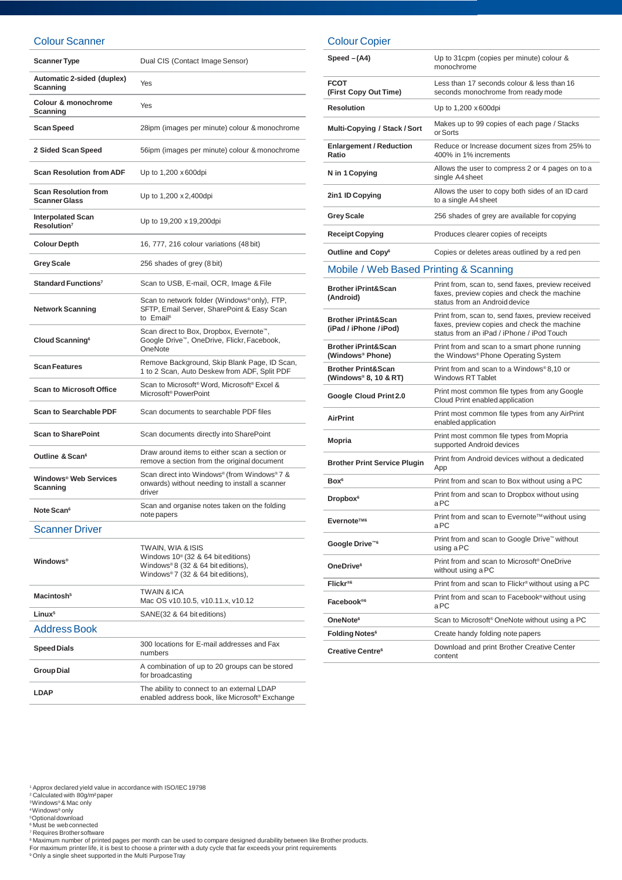## Colour Scanner

| | |
|---|---|
| **Scanner Type** | Dual CIS (Contact Image Sensor) |
| **Automatic 2-sided (duplex) Scanning** | Yes |
| **Colour & monochrome Scanning** | Yes |
| **Scan Speed** | 28ipm (images per minute) colour & monochrome |
| **2 Sided Scan Speed** | 56ipm (images per minute) colour & monochrome |
| **Scan Resolution from ADF** | Up to 1,200 x 600dpi |
| **Scan Resolution from Scanner Glass** | Up to 1,200 x 2,400dpi |
| **Interpolated Scan Resolution**[7] | Up to 19,200 x 19,200dpi |
| **Colour Depth** | 16, 777, 216 colour variations (48 bit) |
| **Grey Scale** | 256 shades of grey (8 bit) |
| **Standard Functions**[7] | Scan to USB, E-mail, OCR, Image & File |
| **Network Scanning** | Scan to network folder (Windows® only), FTP, SFTP, Email Server, SharePoint & Easy Scan to Email[6] |
| **Cloud Scanning**[6] | Scan direct to Box, Dropbox, Evernote™, Google Drive™, OneDrive, Flickr, Facebook, OneNote |
| **Scan Features** | Remove Background, Skip Blank Page, ID Scan, 1 to 2 Scan, Auto Deskew from ADF, Split PDF |
| **Scan to Microsoft Office** | Scan to Microsoft® Word, Microsoft® Excel & Microsoft® PowerPoint |
| **Scan to Searchable PDF** | Scan documents to searchable PDF files |
| **Scan to SharePoint** | Scan documents directly into SharePoint |
| **Outline & Scan**[6] | Draw around items to either scan a section or remove a section from the original document |
| **Windows® Web Services Scanning** | Scan direct into Windows® (from Windows® 7 & onwards) without needing to install a scanner driver |
| **Note Scan**[6] | Scan and organise notes taken on the folding note papers |

## Scanner Driver

| | |
|---|---|
| **Windows®** | TWAIN, WIA & ISIS<br>Windows 10® (32 & 64 bit editions)<br>Windows® 8 (32 & 64 bit editions),<br>Windows® 7 (32 & 64 bit editions), |
| **Macintosh**[5] | TWAIN & ICA<br>Mac OS v10.10.5, v10.11.x, v10.12 |
| **Linux**[5] | SANE(32 & 64 bit editions) |

## Address Book

| | |
|---|---|
| **Speed Dials** | 300 locations for E-mail addresses and Fax numbers |
| **Group Dial** | A combination of up to 20 groups can be stored for broadcasting |
| **LDAP** | The ability to connect to an external LDAP enabled address book, like Microsoft® Exchange |

## Colour Copier

| | |
|---|---|
| **Speed – (A4)** | Up to 31cpm (copies per minute) colour & monochrome |
| **FCOT (First Copy Out Time)** | Less than 17 seconds colour & less than 16 seconds monochrome from ready mode |
| **Resolution** | Up to 1,200 x 600dpi |
| **Multi-Copying / Stack / Sort** | Makes up to 99 copies of each page / Stacks or Sorts |
| **Enlargement / Reduction Ratio** | Reduce or Increase document sizes from 25% to 400% in 1% increments |
| **N in 1 Copying** | Allows the user to compress 2 or 4 pages on to a single A4 sheet |
| **2in1 ID Copying** | Allows the user to copy both sides of an ID card to a single A4 sheet |
| **Grey Scale** | 256 shades of grey are available for copying |
| **Receipt Copying** | Produces clearer copies of receipts |
| **Outline and Copy**[6] | Copies or deletes areas outlined by a red pen |

## Mobile / Web Based Printing & Scanning

| | |
|---|---|
| **Brother iPrint&Scan (Android)** | Print from, scan to, send faxes, preview received faxes, preview copies and check the machine status from an Android device |
| **Brother iPrint&Scan (iPad / iPhone / iPod)** | Print from, scan to, send faxes, preview received faxes, preview copies and check the machine status from an iPad / iPhone / iPod Touch |
| **Brother iPrint&Scan (Windows® Phone)** | Print from and scan to a smart phone running the Windows® Phone Operating System |
| **Brother Print&Scan (Windows® 8, 10 & RT)** | Print from and scan to a Windows® 8,10 or Windows RT Tablet |
| **Google Cloud Print 2.0** | Print most common file types from any Google Cloud Print enabled application |
| **AirPrint** | Print most common file types from any AirPrint enabled application |
| **Mopria** | Print most common file types from Mopria supported Android devices |
| **Brother Print Service Plugin** | Print from Android devices without a dedicated App |
| **Box**[6] | Print from and scan to Box without using a PC |
| **Dropbox**[6] | Print from and scan to Dropbox without using a PC |
| **Evernote™**[6] | Print from and scan to Evernote™ without using a PC |
| **Google Drive™**[6] | Print from and scan to Google Drive™ without using a PC |
| **OneDrive**[6] | Print from and scan to Microsoft® OneDrive without using a PC |
| **Flickr®**[6] | Print from and scan to Flickr® without using a PC |
| **Facebook®**[6] | Print from and scan to Facebook® without using a PC |
| **OneNote**[6] | Scan to Microsoft® OneNote without using a PC |
| **Folding Notes**[6] | Create handy folding note papers |
| **Creative Centre**[6] | Download and print Brother Creative Center content |

[1] Approx declared yield value in accordance with ISO/IEC 19798
[2] Calculated with 80g/m² paper
[3] Windows® & Mac only
[4] Windows® only
[5] Optional download
[6] Must be web connected
[7] Requires Brother software
[8] Maximum number of printed pages per month can be used to compare designed durability between like Brother products. For maximum printer life, it is best to choose a printer with a duty cycle that far exceeds your print requirements
[9] Only a single sheet supported in the Multi Purpose Tray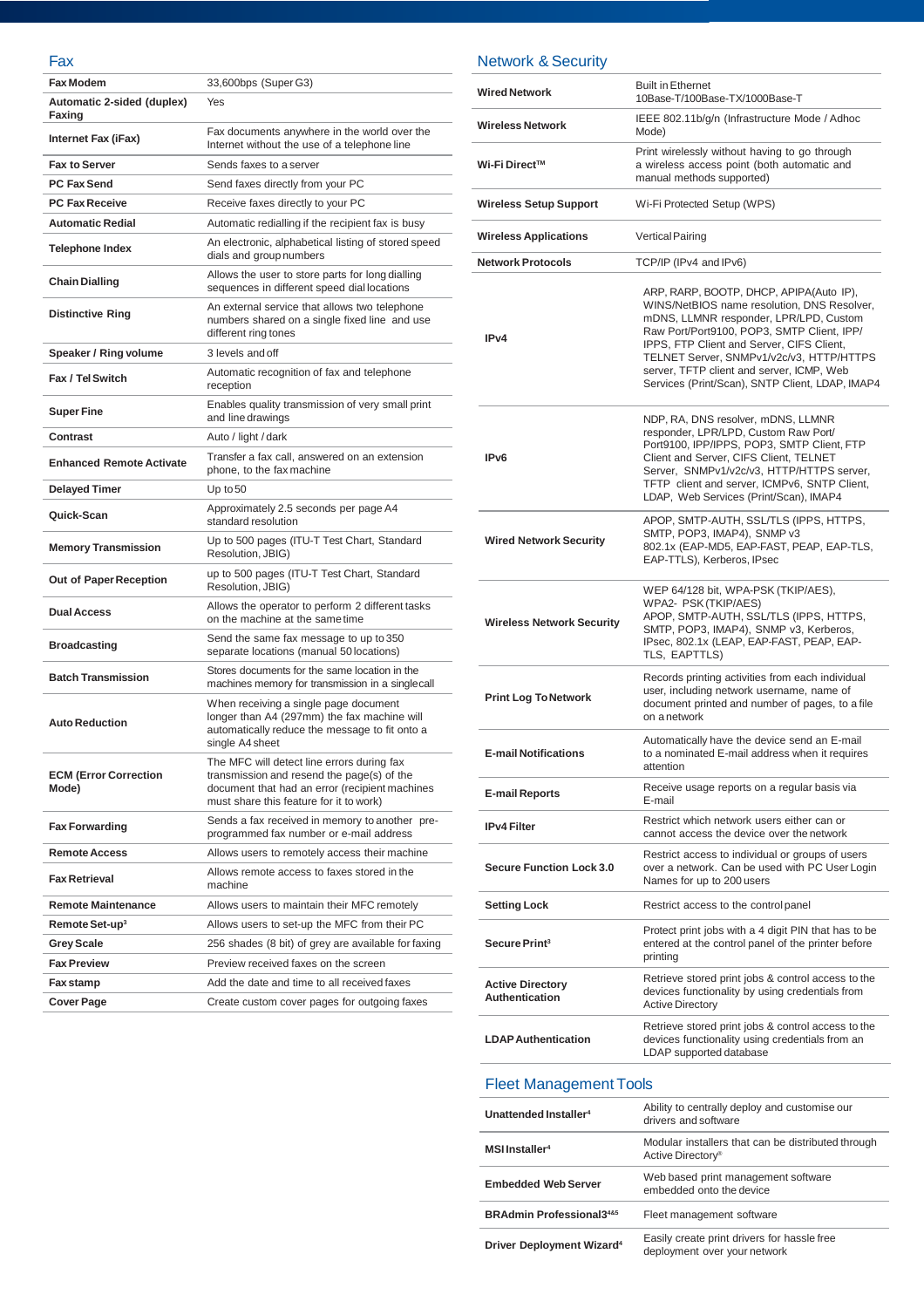## Fax

| | |
|---|---|
| **Fax Modem** | 33,600bps (Super G3) |
| **Automatic 2-sided (duplex) Faxing** | Yes |
| **Internet Fax (iFax)** | Fax documents anywhere in the world over the Internet without the use of a telephone line |
| **Fax to Server** | Sends faxes to a server |
| **PC Fax Send** | Send faxes directly from your PC |
| **PC Fax Receive** | Receive faxes directly to your PC |
| **Automatic Redial** | Automatic redialling if the recipient fax is busy |
| **Telephone Index** | An electronic, alphabetical listing of stored speed dials and group numbers |
| **Chain Dialling** | Allows the user to store parts for long dialling sequences in different speed dial locations |
| **Distinctive Ring** | An external service that allows two telephone numbers shared on a single fixed line and use different ring tones |
| **Speaker / Ring volume** | 3 levels and off |
| **Fax / Tel Switch** | Automatic recognition of fax and telephone reception |
| **Super Fine** | Enables quality transmission of very small print and line drawings |
| **Contrast** | Auto / light / dark |
| **Enhanced Remote Activate** | Transfer a fax call, answered on an extension phone, to the fax machine |
| **Delayed Timer** | Up to 50 |
| **Quick-Scan** | Approximately 2.5 seconds per page A4 standard resolution |
| **Memory Transmission** | Up to 500 pages (ITU-T Test Chart, Standard Resolution, JBIG) |
| **Out of Paper Reception** | up to 500 pages (ITU-T Test Chart, Standard Resolution, JBIG) |
| **Dual Access** | Allows the operator to perform 2 different tasks on the machine at the same time |
| **Broadcasting** | Send the same fax message to up to 350 separate locations (manual 50 locations) |
| **Batch Transmission** | Stores documents for the same location in the machines memory for transmission in a single call |
| **Auto Reduction** | When receiving a single page document longer than A4 (297mm) the fax machine will automatically reduce the message to fit onto a single A4 sheet |
| **ECM (Error Correction Mode)** | The MFC will detect line errors during fax transmission and resend the page(s) of the document that had an error (recipient machines must share this feature for it to work) |
| **Fax Forwarding** | Sends a fax received in memory to another pre-programmed fax number or e-mail address |
| **Remote Access** | Allows users to remotely access their machine |
| **Fax Retrieval** | Allows remote access to faxes stored in the machine |
| **Remote Maintenance** | Allows users to maintain their MFC remotely |
| **Remote Set-up[3]** | Allows users to set-up the MFC from their PC |
| **Grey Scale** | 256 shades (8 bit) of grey are available for faxing |
| **Fax Preview** | Preview received faxes on the screen |
| **Fax stamp** | Add the date and time to all received faxes |
| **Cover Page** | Create custom cover pages for outgoing faxes |

## Network & Security

| | |
|---|---|
| **Wired Network** | Built in Ethernet 10Base-T/100Base-TX/1000Base-T |
| **Wireless Network** | IEEE 802.11b/g/n (Infrastructure Mode / Adhoc Mode) |
| **Wi-Fi Direct™** | Print wirelessly without having to go through a wireless access point (both automatic and manual methods supported) |
| **Wireless Setup Support** | Wi-Fi Protected Setup (WPS) |
| **Wireless Applications** | Vertical Pairing |
| **Network Protocols** | TCP/IP (IPv4 and IPv6) |
| **IPv4** | ARP, RARP, BOOTP, DHCP, APIPA(Auto IP), WINS/NetBIOS name resolution, DNS Resolver, mDNS, LLMNR responder, LPR/LPD, Custom Raw Port/Port9100, POP3, SMTP Client, IPP/IPPS, FTP Client and Server, CIFS Client, TELNET Server, SNMPv1/v2c/v3, HTTP/HTTPS server, TFTP client and server, ICMP, Web Services (Print/Scan), SNTP Client, LDAP, IMAP4 |
| **IPv6** | NDP, RA, DNS resolver, mDNS, LLMNR responder, LPR/LPD, Custom Raw Port/ Port9100, IPP/IPPS, POP3, SMTP Client, FTP Client and Server, CIFS Client, TELNET Server, SNMPv1/v2c/v3, HTTP/HTTPS server, TFTP client and server, ICMPv6, SNTP Client, LDAP, Web Services (Print/Scan), IMAP4 |
| **Wired Network Security** | APOP, SMTP-AUTH, SSL/TLS (IPPS, HTTPS, SMTP, POP3, IMAP4), SNMP v3 802.1x (EAP-MD5, EAP-FAST, PEAP, EAP-TLS, EAP-TTLS), Kerberos, IPsec |
| **Wireless Network Security** | WEP 64/128 bit, WPA-PSK (TKIP/AES), WPA2- PSK (TKIP/AES) APOP, SMTP-AUTH, SSL/TLS (IPPS, HTTPS, SMTP, POP3, IMAP4), SNMP v3, Kerberos, IPsec, 802.1x (LEAP, EAP-FAST, PEAP, EAP-TLS, EAPTTLS) |
| **Print Log To Network** | Records printing activities from each individual user, including network username, name of document printed and number of pages, to a file on a network |
| **E-mail Notifications** | Automatically have the device send an E-mail to a nominated E-mail address when it requires attention |
| **E-mail Reports** | Receive usage reports on a regular basis via E-mail |
| **IPv4 Filter** | Restrict which network users either can or cannot access the device over the network |
| **Secure Function Lock 3.0** | Restrict access to individual or groups of users over a network. Can be used with PC User Login Names for up to 200 users |
| **Setting Lock** | Restrict access to the control panel |
| **Secure Print[3]** | Protect print jobs with a 4 digit PIN that has to be entered at the control panel of the printer before printing |
| **Active Directory Authentication** | Retrieve stored print jobs & control access to the devices functionality by using credentials from Active Directory |
| **LDAP Authentication** | Retrieve stored print jobs & control access to the devices functionality using credentials from an LDAP supported database |

## Fleet Management Tools

| | |
|---|---|
| **Unattended Installer[4]** | Ability to centrally deploy and customise our drivers and software |
| **MSI Installer[4]** | Modular installers that can be distributed through Active Directory® |
| **Embedded Web Server** | Web based print management software embedded onto the device |
| **BRAdmin Professional3[4&5]** | Fleet management software |
| **Driver Deployment Wizard[4]** | Easily create print drivers for hassle free deployment over your network |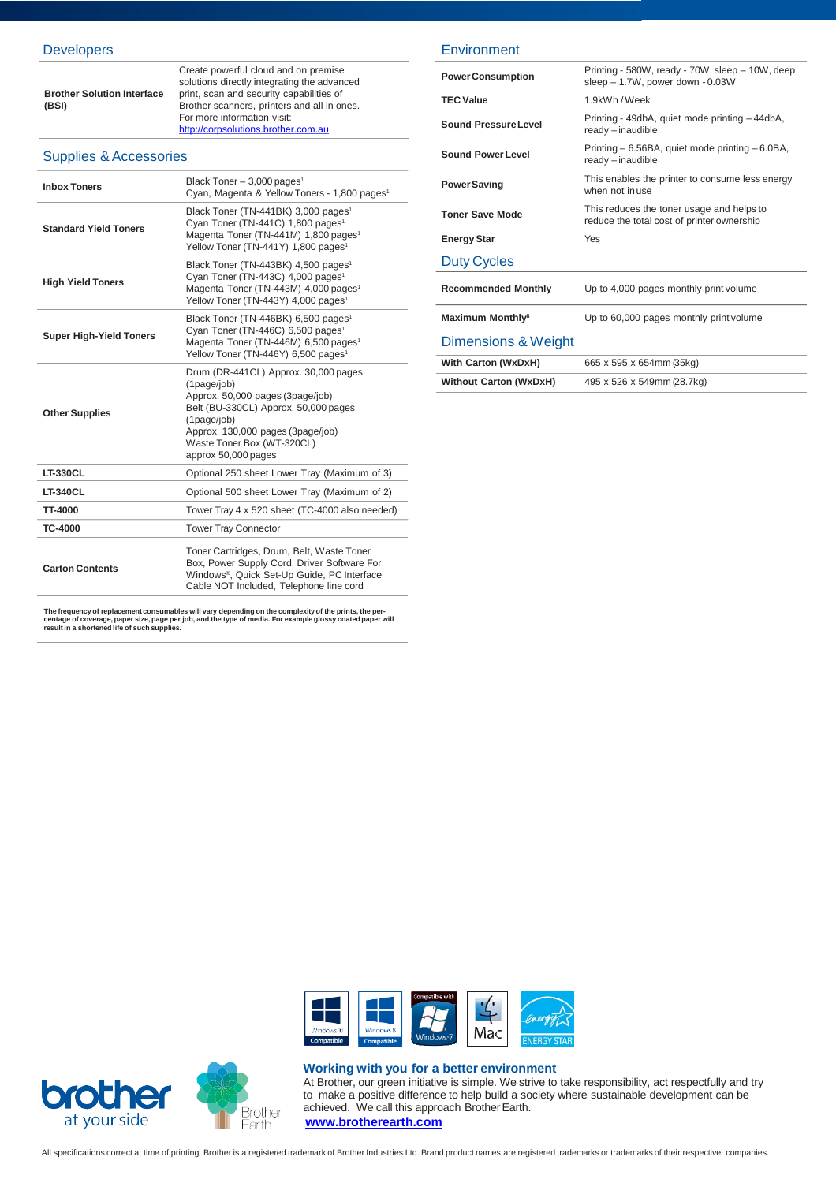## Developers

| | |
|---|---|
| **Brother Solution Interface (BSI)** | Create powerful cloud and on premise solutions directly integrating the advanced print, scan and security capabilities of Brother scanners, printers and all in ones. For more information visit: http://corpsolutions.brother.com.au |

## Supplies & Accessories

| | |
|---|---|
| **Inbox Toners** | Black Toner – 3,000 pages[1]<br>Cyan, Magenta & Yellow Toners - 1,800 pages[1] |
| **Standard Yield Toners** | Black Toner (TN-441BK) 3,000 pages[1]<br>Cyan Toner (TN-441C) 1,800 pages[1]<br>Magenta Toner (TN-441M) 1,800 pages[1]<br>Yellow Toner (TN-441Y) 1,800 pages[1] |
| **High Yield Toners** | Black Toner (TN-443BK) 4,500 pages[1]<br>Cyan Toner (TN-443C) 4,000 pages[1]<br>Magenta Toner (TN-443M) 4,000 pages[1]<br>Yellow Toner (TN-443Y) 4,000 pages[1] |
| **Super High-Yield Toners** | Black Toner (TN-446BK) 6,500 pages[1]<br>Cyan Toner (TN-446C) 6,500 pages[1]<br>Magenta Toner (TN-446M) 6,500 pages[1]<br>Yellow Toner (TN-446Y) 6,500 pages[1] |
| **Other Supplies** | Drum (DR-441CL) Approx. 30,000 pages (1page/job)<br>Approx. 50,000 pages (3page/job)<br>Belt (BU-330CL) Approx. 50,000 pages (1page/job)<br>Approx. 130,000 pages (3page/job)<br>Waste Toner Box (WT-320CL) approx 50,000 pages |
| **LT-330CL** | Optional 250 sheet Lower Tray (Maximum of 3) |
| **LT-340CL** | Optional 500 sheet Lower Tray (Maximum of 2) |
| **TT-4000** | Tower Tray 4 x 520 sheet (TC-4000 also needed) |
| **TC-4000** | Tower Tray Connector |
| **Carton Contents** | Toner Cartridges, Drum, Belt, Waste Toner Box, Power Supply Cord, Driver Software For Windows®, Quick Set-Up Guide, PC Interface Cable NOT Included, Telephone line cord |

**The frequency of replacement consumables will vary depending on the complexity of the prints, the percentage of coverage, paper size, page per job, and the type of media. For example glossy coated paper will result in a shortened life of such supplies.**

## Environment

| | |
|---|---|
| **Power Consumption** | Printing - 580W, ready - 70W, sleep – 10W, deep sleep – 1.7W, power down - 0.03W |
| **TEC Value** | 1.9kWh / Week |
| **Sound Pressure Level** | Printing - 49dbA, quiet mode printing – 44dbA, ready – inaudible |
| **Sound Power Level** | Printing – 6.56BA, quiet mode printing – 6.0BA, ready – inaudible |
| **Power Saving** | This enables the printer to consume less energy when not in use |
| **Toner Save Mode** | This reduces the toner usage and helps to reduce the total cost of printer ownership |
| **Energy Star** | Yes |

## Duty Cycles

| | |
|---|---|
| **Recommended Monthly** | Up to 4,000 pages monthly print volume |
| **Maximum Monthly[8]** | Up to 60,000 pages monthly print volume |

## Dimensions & Weight

| | |
|---|---|
| **With Carton (WxDxH)** | 665 x 595 x 654mm (35kg) |
| **Without Carton (WxDxH)** | 495 x 526 x 549mm (28.7kg) |

Windows 10 Compatible | Windows 8 Compatible | Compatible with Windows 7 | Mac | ENERGY STAR

brother at your side

Brother Earth

### Working with you for a better environment

At Brother, our green initiative is simple. We strive to take responsibility, act respectfully and try to make a positive difference to help build a society where sustainable development can be achieved. We call this approach Brother Earth.

**www.brotherearth.com**

All specifications correct at time of printing. Brother is a registered trademark of Brother Industries Ltd. Brand product names are registered trademarks or trademarks of their respective companies.